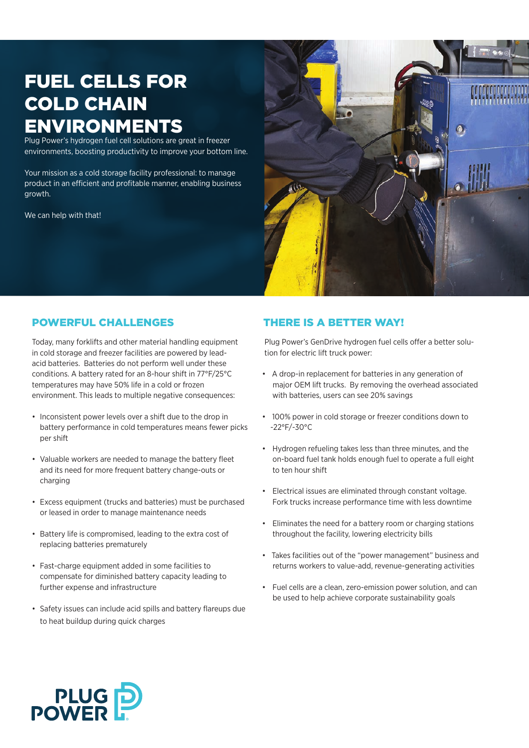# FUEL CELLS FOR COLD CHAIN ENVIRONMENTS

Plug Power's hydrogen fuel cell solutions are great in freezer environments, boosting productivity to improve your bottom line.

Your mission as a cold storage facility professional: to manage product in an efficient and profitable manner, enabling business growth.

We can help with that!

## POWERFUL CHALLENGES

Today, many forklifts and other material handling equipment in cold storage and freezer facilities are powered by lead-acid batteries. Batteries do not perform well under these conditions. A battery rated for an 8-hour shift in 77°F/25°C temperatures may have 50% life in a cold or frozen environment. This leads to multiple negative consequences:

- Inconsistent power levels over a shift due to the drop in battery performance in cold temperatures means fewer picks per shift
- Valuable workers are needed to manage the battery fleet and its need for more frequent battery change-outs or charging
- Excess equipment (trucks and batteries) must be purchased or leased in order to manage maintenance needs
- Battery life is compromised, leading to the extra cost of replacing batteries prematurely
- Fast-charge equipment added in some facilities to compensate for diminished battery capacity leading to further expense and infrastructure
- Safety issues can include acid spills and battery flareups due to heat buildup during quick charges

## THERE IS A BETTER WAY!

Plug Power's GenDrive hydrogen fuel cells offer a better solution for electric lift truck power:

- A drop-in replacement for batteries in any generation of major OEM lift trucks. By removing the overhead associated with batteries, users can see 20% savings
- 100% power in cold storage or freezer conditions down to -22°F/-30°C
- Hydrogen refueling takes less than three minutes, and the on-board fuel tank holds enough fuel to operate a full eight to ten hour shift
- Electrical issues are eliminated through constant voltage. Fork trucks increase performance time with less downtime
- Eliminates the need for a battery room or charging stations throughout the facility, lowering electricity bills
- Takes facilities out of the "power management" business and returns workers to value-add, revenue-generating activities
- Fuel cells are a clean, zero-emission power solution, and can be used to help achieve corporate sustainability goals

PLUG POWER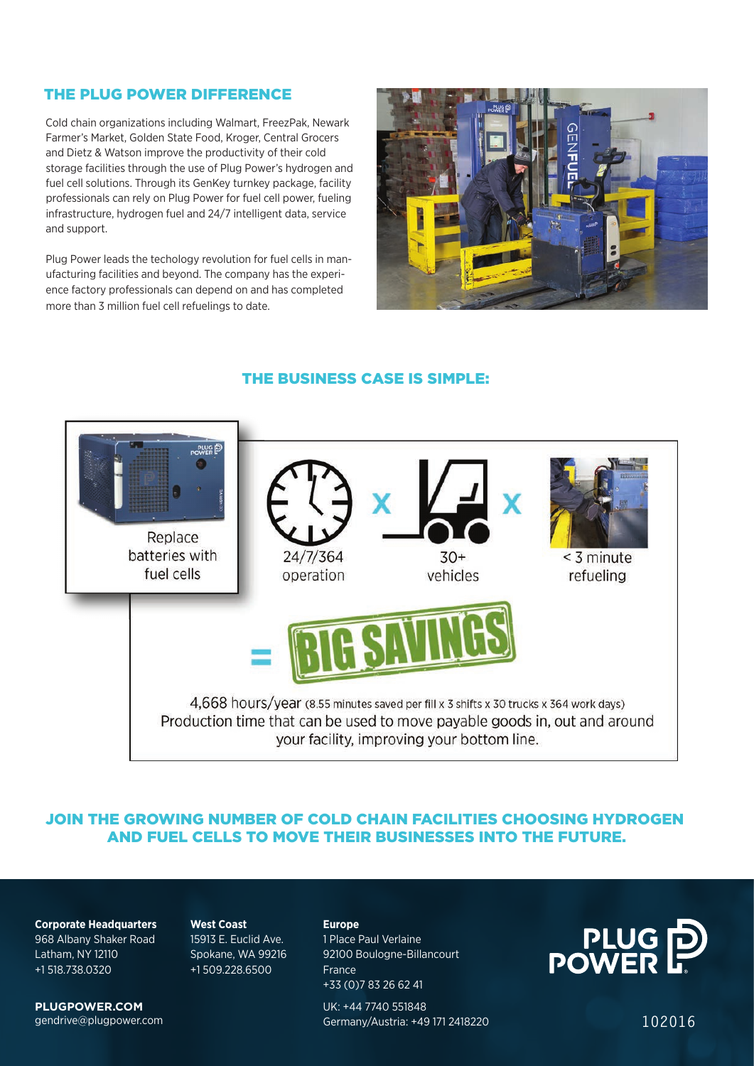## THE PLUG POWER DIFFERENCE

Cold chain organizations including Walmart, FreezPak, Newark Farmer's Market, Golden State Food, Kroger, Central Grocers and Dietz & Watson improve the productivity of their cold storage facilities through the use of Plug Power's hydrogen and fuel cell solutions. Through its GenKey turnkey package, facility professionals can rely on Plug Power for fuel cell power, fueling infrastructure, hydrogen fuel and 24/7 intelligent data, service and support.

Plug Power leads the techology revolution for fuel cells in manufacturing facilities and beyond. The company has the experience factory professionals can depend on and has completed more than 3 million fuel cell refuelings to date.

## THE BUSINESS CASE IS SIMPLE:

Replace batteries with fuel cells

24/7/364 operation x 30+ vehicles x < 3 minute refueling

= BIG SAVINGS

4,668 hours/year (8.55 minutes saved per fill x 3 shifts x 30 trucks x 364 work days)
Production time that can be used to move payable goods in, out and around your facility, improving your bottom line.

## JOIN THE GROWING NUMBER OF COLD CHAIN FACILITIES CHOOSING HYDROGEN AND FUEL CELLS TO MOVE THEIR BUSINESSES INTO THE FUTURE.

**Corporate Headquarters**
968 Albany Shaker Road
Latham, NY 12110
+1 518.738.0320

**West Coast**
15913 E. Euclid Ave.
Spokane, WA 99216
+1 509.228.6500

**Europe**
1 Place Paul Verlaine
92100 Boulogne-Billancourt
France
+33 (0)7 83 26 62 41

UK: +44 7740 551848
Germany/Austria: +49 171 2418220

**PLUGPOWER.COM**
gendrive@plugpower.com

PLUG POWER

102016